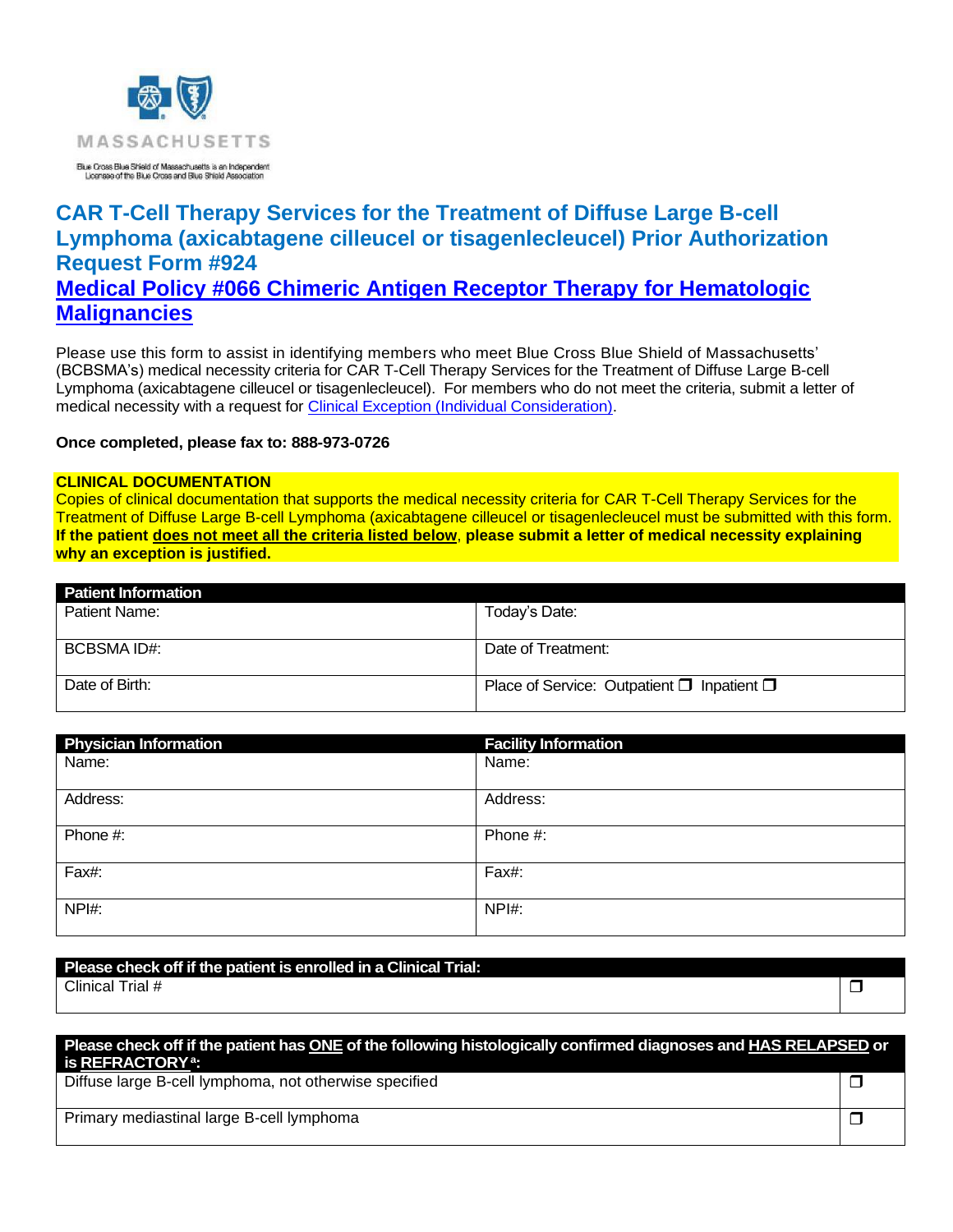MASSACHUSETTS

Blue Cross Blue Shield of Massachusetts is an Independent Licensee of the Blue Cross and Blue Shield Association

# CAR T-Cell Therapy Services for the Treatment of Diffuse Large B-cell Lymphoma (axicabtagene cilleucel or tisagenlecleucel) Prior Authorization Request Form #924

## Medical Policy #066 Chimeric Antigen Receptor Therapy for Hematologic Malignancies

Please use this form to assist in identifying members who meet Blue Cross Blue Shield of Massachusetts' (BCBSMA's) medical necessity criteria for CAR T-Cell Therapy Services for the Treatment of Diffuse Large B-cell Lymphoma (axicabtagene cilleucel or tisagenlecleucel). For members who do not meet the criteria, submit a letter of medical necessity with a request for Clinical Exception (Individual Consideration).

**Once completed, please fax to: 888-973-0726**

**CLINICAL DOCUMENTATION**
Copies of clinical documentation that supports the medical necessity criteria for CAR T-Cell Therapy Services for the Treatment of Diffuse Large B-cell Lymphoma (axicabtagene cilleucel or tisagenlecleucel must be submitted with this form. **If the patient does not meet all the criteria listed below, please submit a letter of medical necessity explaining why an exception is justified.**

| Patient Information | |
|---|---|
| Patient Name: | Today's Date: |
| BCBSMA ID#: | Date of Treatment: |
| Date of Birth: | Place of Service: Outpatient ❒ Inpatient ❒ |

| Physician Information | Facility Information |
|---|---|
| Name: | Name: |
| Address: | Address: |
| Phone #: | Phone #: |
| Fax#: | Fax#: |
| NPI#: | NPI#: |

| Please check off if the patient is enrolled in a Clinical Trial: | |
|---|---|
| Clinical Trial # | ❒ |

| Please check off if the patient has ONE of the following histologically confirmed diagnoses and HAS RELAPSED or is REFRACTORY[a]: | |
|---|---|
| Diffuse large B-cell lymphoma, not otherwise specified | ❒ |
| Primary mediastinal large B-cell lymphoma | ❒ |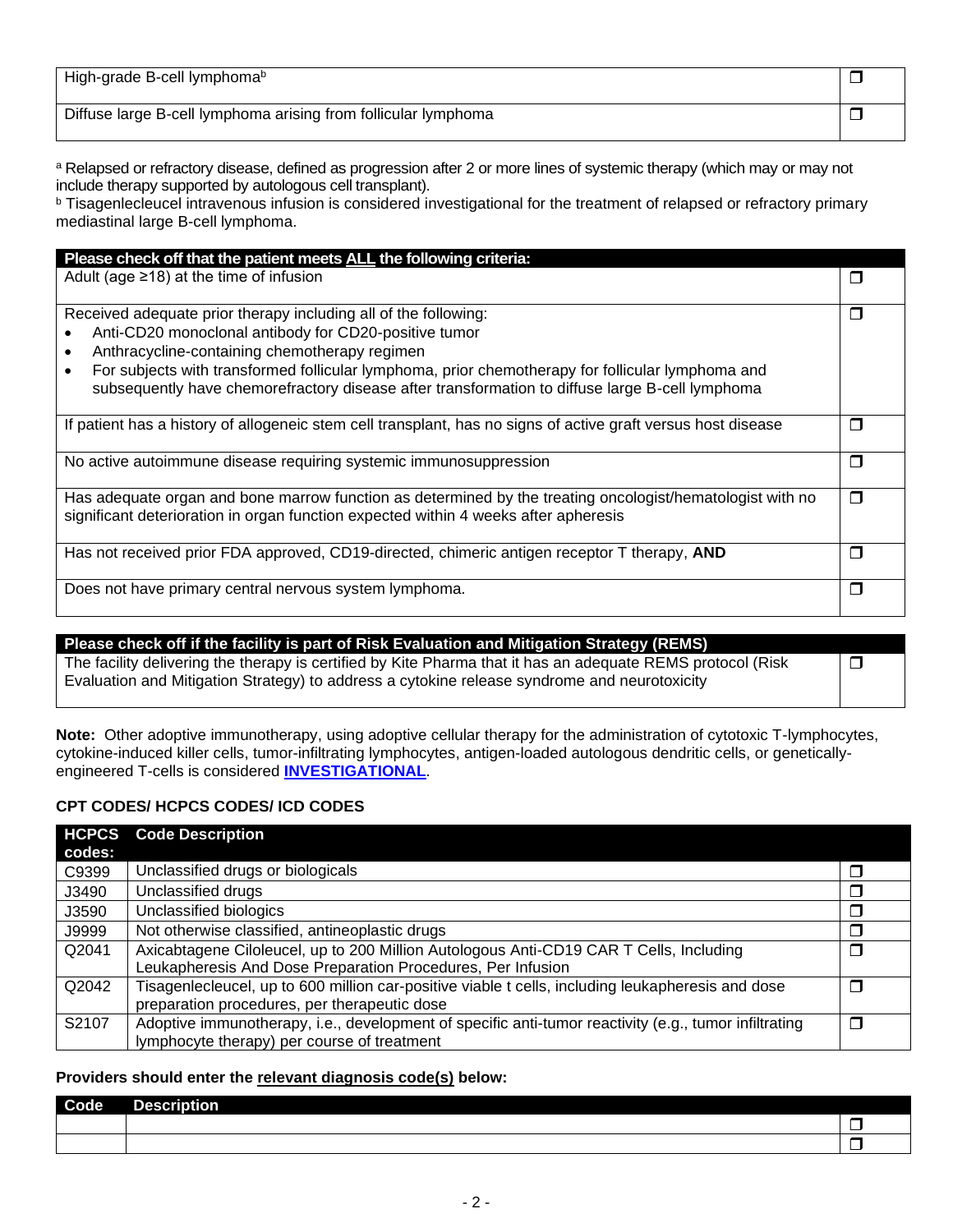| | |
|---|---|
| High-grade B-cell lymphoma[b] | ❐ |
| Diffuse large B-cell lymphoma arising from follicular lymphoma | ❐ |

[a] Relapsed or refractory disease, defined as progression after 2 or more lines of systemic therapy (which may or may not include therapy supported by autologous cell transplant).
[b] Tisagenlecleucel intravenous infusion is considered investigational for the treatment of relapsed or refractory primary mediastinal large B-cell lymphoma.

| Please check off that the patient meets ALL the following criteria: | |
|---|---|
| Adult (age ≥18) at the time of infusion | ❐ |
| Received adequate prior therapy including all of the following:<br>• Anti-CD20 monoclonal antibody for CD20-positive tumor<br>• Anthracycline-containing chemotherapy regimen<br>• For subjects with transformed follicular lymphoma, prior chemotherapy for follicular lymphoma and subsequently have chemorefractory disease after transformation to diffuse large B-cell lymphoma | ❐ |
| If patient has a history of allogeneic stem cell transplant, has no signs of active graft versus host disease | ❐ |
| No active autoimmune disease requiring systemic immunosuppression | ❐ |
| Has adequate organ and bone marrow function as determined by the treating oncologist/hematologist with no significant deterioration in organ function expected within 4 weeks after apheresis | ❐ |
| Has not received prior FDA approved, CD19-directed, chimeric antigen receptor T therapy, **AND** | ❐ |
| Does not have primary central nervous system lymphoma. | ❐ |

| Please check off if the facility is part of Risk Evaluation and Mitigation Strategy (REMS) | |
|---|---|
| The facility delivering the therapy is certified by Kite Pharma that it has an adequate REMS protocol (Risk Evaluation and Mitigation Strategy) to address a cytokine release syndrome and neurotoxicity | ❐ |

**Note:** Other adoptive immunotherapy, using adoptive cellular therapy for the administration of cytotoxic T-lymphocytes, cytokine-induced killer cells, tumor-infiltrating lymphocytes, antigen-loaded autologous dendritic cells, or genetically-engineered T-cells is considered **INVESTIGATIONAL**.

### CPT CODES/ HCPCS CODES/ ICD CODES

| HCPCS codes: | Code Description | |
|---|---|---|
| C9399 | Unclassified drugs or biologicals | ❐ |
| J3490 | Unclassified drugs | ❐ |
| J3590 | Unclassified biologics | ❐ |
| J9999 | Not otherwise classified, antineoplastic drugs | ❐ |
| Q2041 | Axicabtagene Ciloleucel, up to 200 Million Autologous Anti-CD19 CAR T Cells, Including Leukapheresis And Dose Preparation Procedures, Per Infusion | ❐ |
| Q2042 | Tisagenlecleucel, up to 600 million car-positive viable t cells, including leukapheresis and dose preparation procedures, per therapeutic dose | ❐ |
| S2107 | Adoptive immunotherapy, i.e., development of specific anti-tumor reactivity (e.g., tumor infiltrating lymphocyte therapy) per course of treatment | ❐ |

**Providers should enter the relevant diagnosis code(s) below:**

| Code | Description | |
|---|---|---|
| | | ❐ |
| | | ❐ |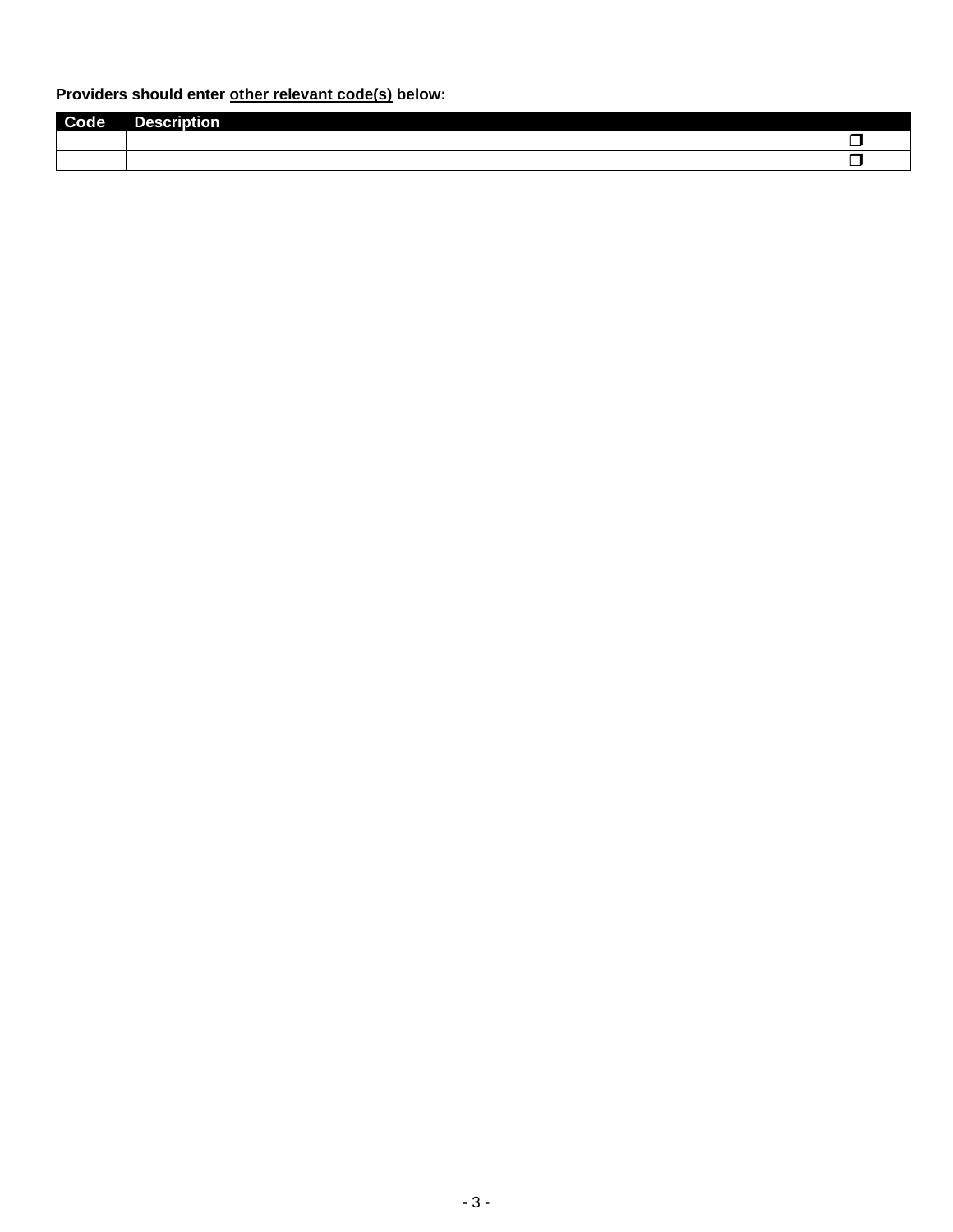**Providers should enter other relevant code(s) below:**

| Code | Description | |
|---|---|---|
| | | ❒ |
| | | ❒ |